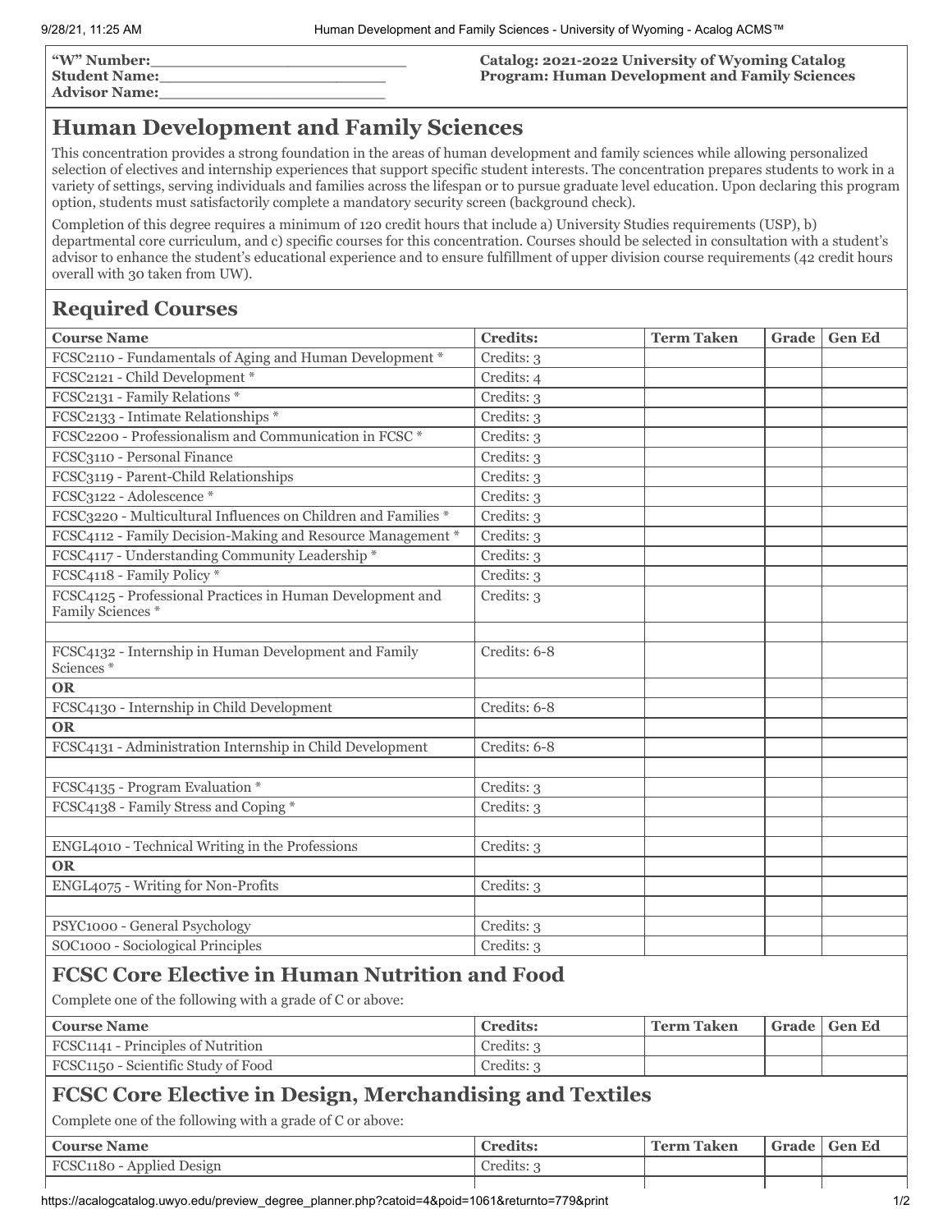**"W" Number:\_\_\_\_\_\_\_\_\_\_\_\_\_\_\_\_\_\_\_\_\_\_\_\_\_\_**
**Student Name:\_\_\_\_\_\_\_\_\_\_\_\_\_\_\_\_\_\_\_\_\_\_\_\_**
**Advisor Name:\_\_\_\_\_\_\_\_\_\_\_\_\_\_\_\_\_\_\_\_\_\_\_\_**

**Catalog: 2021-2022 University of Wyoming Catalog**
**Program: Human Development and Family Sciences**

# Human Development and Family Sciences

This concentration provides a strong foundation in the areas of human development and family sciences while allowing personalized selection of electives and internship experiences that support specific student interests. The concentration prepares students to work in a variety of settings, serving individuals and families across the lifespan or to pursue graduate level education. Upon declaring this program option, students must satisfactorily complete a mandatory security screen (background check).

Completion of this degree requires a minimum of 120 credit hours that include a) University Studies requirements (USP), b) departmental core curriculum, and c) specific courses for this concentration. Courses should be selected in consultation with a student's advisor to enhance the student's educational experience and to ensure fulfillment of upper division course requirements (42 credit hours overall with 30 taken from UW).

## Required Courses

| Course Name | Credits: | Term Taken | Grade | Gen Ed |
|---|---|---|---|---|
| FCSC2110 - Fundamentals of Aging and Human Development * | Credits: 3 | | | |
| FCSC2121 - Child Development * | Credits: 4 | | | |
| FCSC2131 - Family Relations * | Credits: 3 | | | |
| FCSC2133 - Intimate Relationships * | Credits: 3 | | | |
| FCSC2200 - Professionalism and Communication in FCSC * | Credits: 3 | | | |
| FCSC3110 - Personal Finance | Credits: 3 | | | |
| FCSC3119 - Parent-Child Relationships | Credits: 3 | | | |
| FCSC3122 - Adolescence * | Credits: 3 | | | |
| FCSC3220 - Multicultural Influences on Children and Families * | Credits: 3 | | | |
| FCSC4112 - Family Decision-Making and Resource Management * | Credits: 3 | | | |
| FCSC4117 - Understanding Community Leadership * | Credits: 3 | | | |
| FCSC4118 - Family Policy * | Credits: 3 | | | |
| FCSC4125 - Professional Practices in Human Development and Family Sciences * | Credits: 3 | | | |
| | | | | |
| FCSC4132 - Internship in Human Development and Family Sciences * | Credits: 6-8 | | | |
| **OR** | | | | |
| FCSC4130 - Internship in Child Development | Credits: 6-8 | | | |
| **OR** | | | | |
| FCSC4131 - Administration Internship in Child Development | Credits: 6-8 | | | |
| | | | | |
| FCSC4135 - Program Evaluation * | Credits: 3 | | | |
| FCSC4138 - Family Stress and Coping * | Credits: 3 | | | |
| | | | | |
| ENGL4010 - Technical Writing in the Professions | Credits: 3 | | | |
| **OR** | | | | |
| ENGL4075 - Writing for Non-Profits | Credits: 3 | | | |
| | | | | |
| PSYC1000 - General Psychology | Credits: 3 | | | |
| SOC1000 - Sociological Principles | Credits: 3 | | | |

## FCSC Core Elective in Human Nutrition and Food

Complete one of the following with a grade of C or above:

| Course Name | Credits: | Term Taken | Grade | Gen Ed |
|---|---|---|---|---|
| FCSC1141 - Principles of Nutrition | Credits: 3 | | | |
| FCSC1150 - Scientific Study of Food | Credits: 3 | | | |

## FCSC Core Elective in Design, Merchandising and Textiles

Complete one of the following with a grade of C or above:

| Course Name | Credits: | Term Taken | Grade | Gen Ed |
|---|---|---|---|---|
| FCSC1180 - Applied Design | Credits: 3 | | | |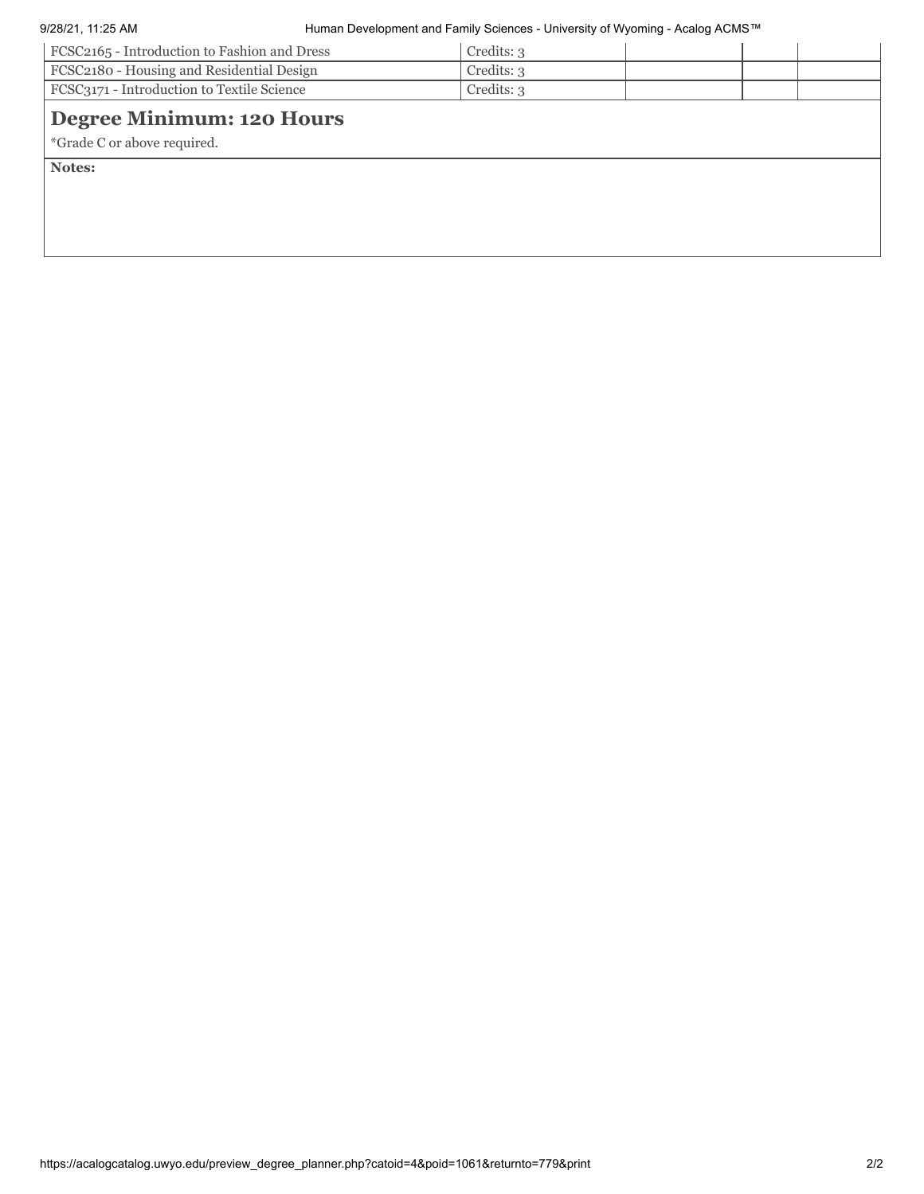| | | | | |
|---|---|---|---|---|
| FCSC2165 - Introduction to Fashion and Dress | Credits: 3 | | | |
| FCSC2180 - Housing and Residential Design | Credits: 3 | | | |
| FCSC3171 - Introduction to Textile Science | Credits: 3 | | | |

## Degree Minimum: 120 Hours

*Grade C or above required.

**Notes:**